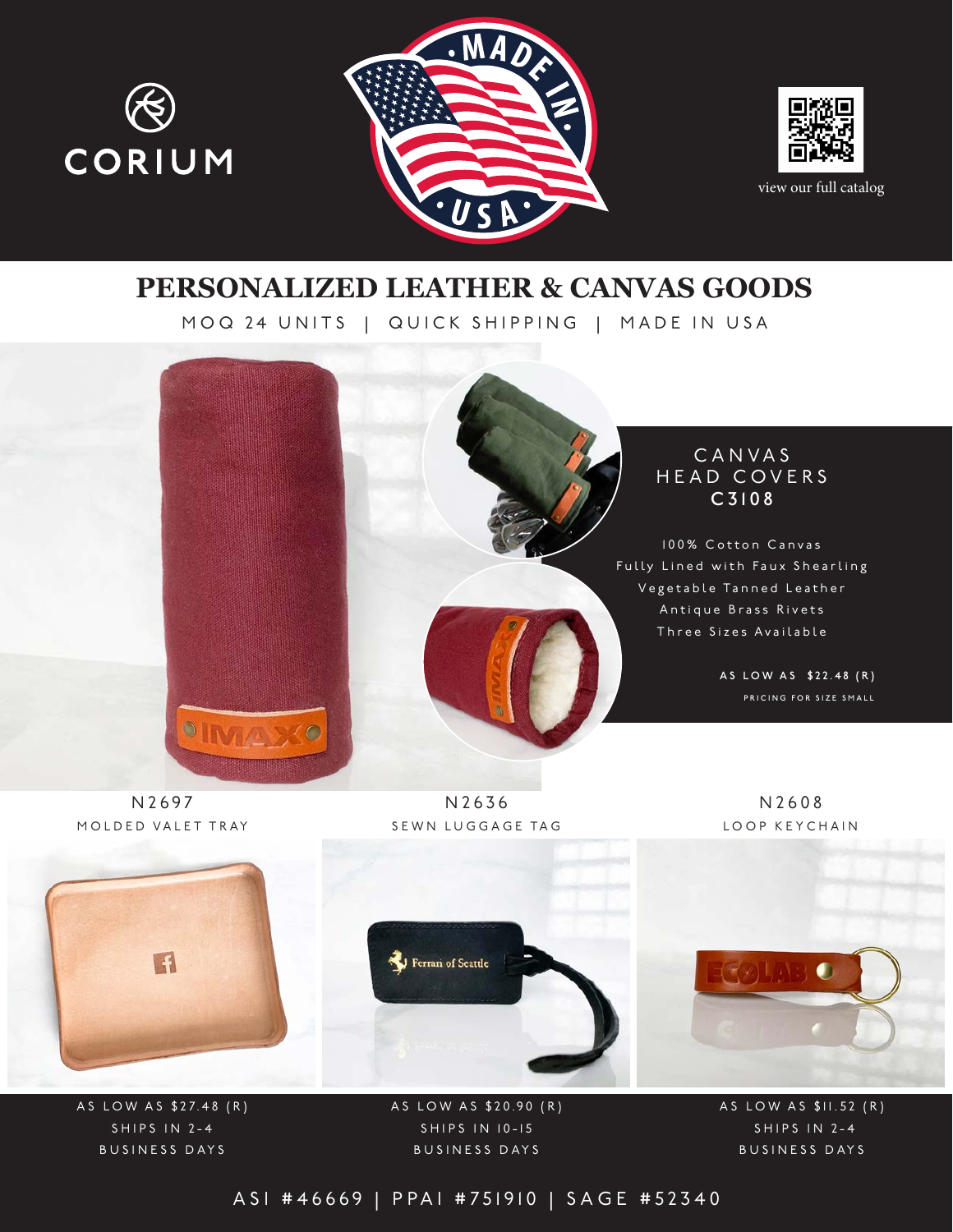CORIUM

MADE IN USA

view our full catalog

# PERSONALIZED LEATHER & CANVAS GOODS

MOQ 24 UNITS | QUICK SHIPPING | MADE IN USA

## CANVAS HEAD COVERS
**C3108**

100% Cotton Canvas
Fully Lined with Faux Shearling
Vegetable Tanned Leather
Antique Brass Rivets
Three Sizes Available

**AS LOW AS $22.48 (R)**
PRICING FOR SIZE SMALL

## N2697
MOLDED VALET TRAY

AS LOW AS $27.48 (R)
SHIPS IN 2-4 BUSINESS DAYS

## N2636
SEWN LUGGAGE TAG

AS LOW AS $20.90 (R)
SHIPS IN 10-15 BUSINESS DAYS

## N2608
LOOP KEYCHAIN

AS LOW AS $11.52 (R)
SHIPS IN 2-4 BUSINESS DAYS

ASI #46669 | PPAI #751910 | SAGE #52340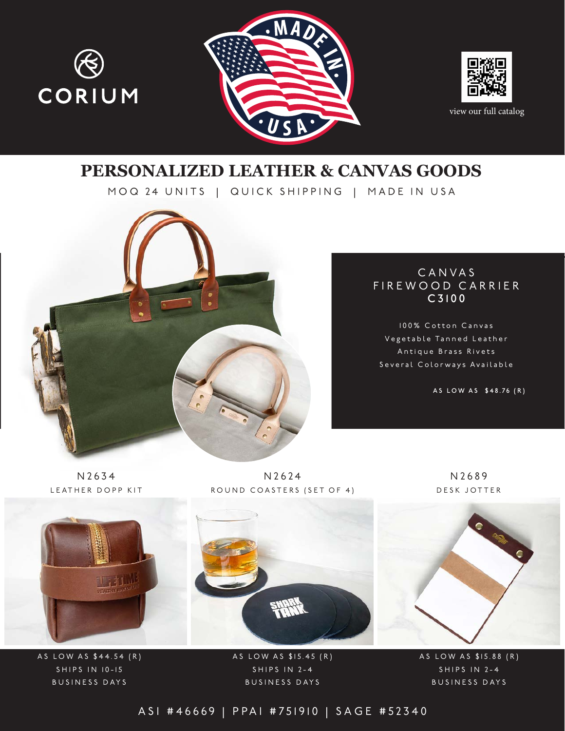CORIUM

view our full catalog

# PERSONALIZED LEATHER & CANVAS GOODS

MOQ 24 UNITS | QUICK SHIPPING | MADE IN USA

## CANVAS FIREWOOD CARRIER
**C3100**

100% Cotton Canvas
Vegetable Tanned Leather
Antique Brass Rivets
Several Colorways Available

**AS LOW AS $48.76 (R)**

### N2634
LEATHER DOPP KIT

AS LOW AS $44.54 (R)
SHIPS IN 10-15 BUSINESS DAYS

### N2624
ROUND COASTERS (SET OF 4)

AS LOW AS $15.45 (R)
SHIPS IN 2-4 BUSINESS DAYS

### N2689
DESK JOTTER

AS LOW AS $15.88 (R)
SHIPS IN 2-4 BUSINESS DAYS

ASI #46669 | PPAI #751910 | SAGE #52340